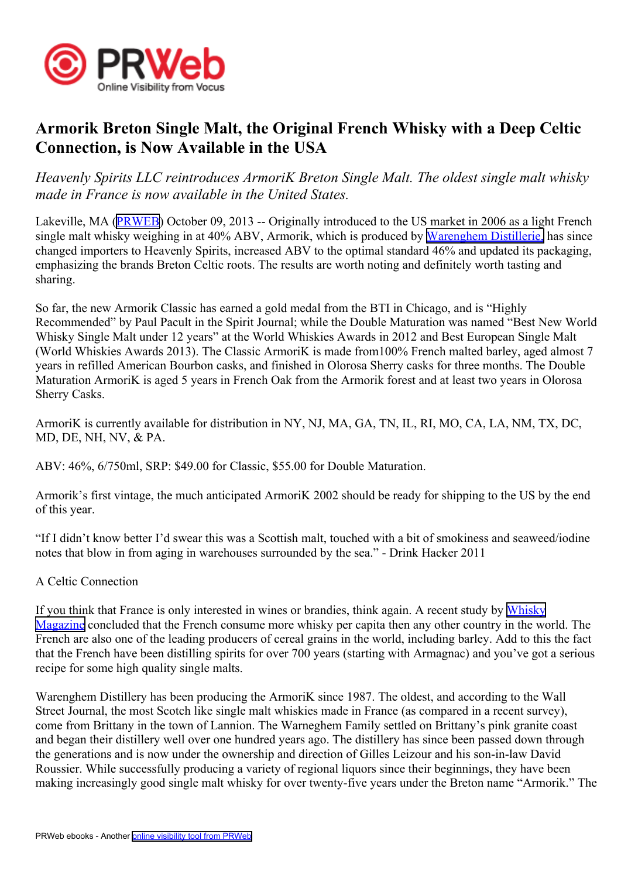# Armorik Breton Single Malt, the Original French Whisky with a Deep Celtic Connection, is Now Available in the USA

*Heavenly Spirits LLC reintroduces ArmoriK Breton Single Malt. The oldest single malt whisky made in France is now available in the United States.*

Lakeville, MA (PRWEB) October 09, 2013 -- Originally introduced to the US market in 2006 as a light French single malt whisky weighing in at 40% ABV, Armorik, which is produced by Warenghem Distillerie, has since changed importers to Heavenly Spirits, increased ABV to the optimal standard 46% and updated its packaging, emphasizing the brands Breton Celtic roots. The results are worth noting and definitely worth tasting and sharing.

So far, the new Armorik Classic has earned a gold medal from the BTI in Chicago, and is "Highly Recommended" by Paul Pacult in the Spirit Journal; while the Double Maturation was named "Best New World Whisky Single Malt under 12 years" at the World Whiskies Awards in 2012 and Best European Single Malt (World Whiskies Awards 2013). The Classic ArmoriK is made from100% French malted barley, aged almost 7 years in refilled American Bourbon casks, and finished in Olorosa Sherry casks for three months. The Double Maturation ArmoriK is aged 5 years in French Oak from the Armorik forest and at least two years in Olorosa Sherry Casks.

ArmoriK is currently available for distribution in NY, NJ, MA, GA, TN, IL, RI, MO, CA, LA, NM, TX, DC, MD, DE, NH, NV, & PA.

ABV: 46%, 6/750ml, SRP: $49.00 for Classic, $55.00 for Double Maturation.

Armorik's first vintage, the much anticipated ArmoriK 2002 should be ready for shipping to the US by the end of this year.

"If I didn't know better I'd swear this was a Scottish malt, touched with a bit of smokiness and seaweed/iodine notes that blow in from aging in warehouses surrounded by the sea." - Drink Hacker 2011

A Celtic Connection

If you think that France is only interested in wines or brandies, think again. A recent study by Whisky Magazine concluded that the French consume more whisky per capita then any other country in the world. The French are also one of the leading producers of cereal grains in the world, including barley. Add to this the fact that the French have been distilling spirits for over 700 years (starting with Armagnac) and you've got a serious recipe for some high quality single malts.

Warenghem Distillery has been producing the ArmoriK since 1987. The oldest, and according to the Wall Street Journal, the most Scotch like single malt whiskies made in France (as compared in a recent survey), come from Brittany in the town of Lannion. The Warneghem Family settled on Brittany's pink granite coast and began their distillery well over one hundred years ago. The distillery has since been passed down through the generations and is now under the ownership and direction of Gilles Leizour and his son-in-law David Roussier. While successfully producing a variety of regional liquors since their beginnings, they have been making increasingly good single malt whisky for over twenty-five years under the Breton name "Armorik." The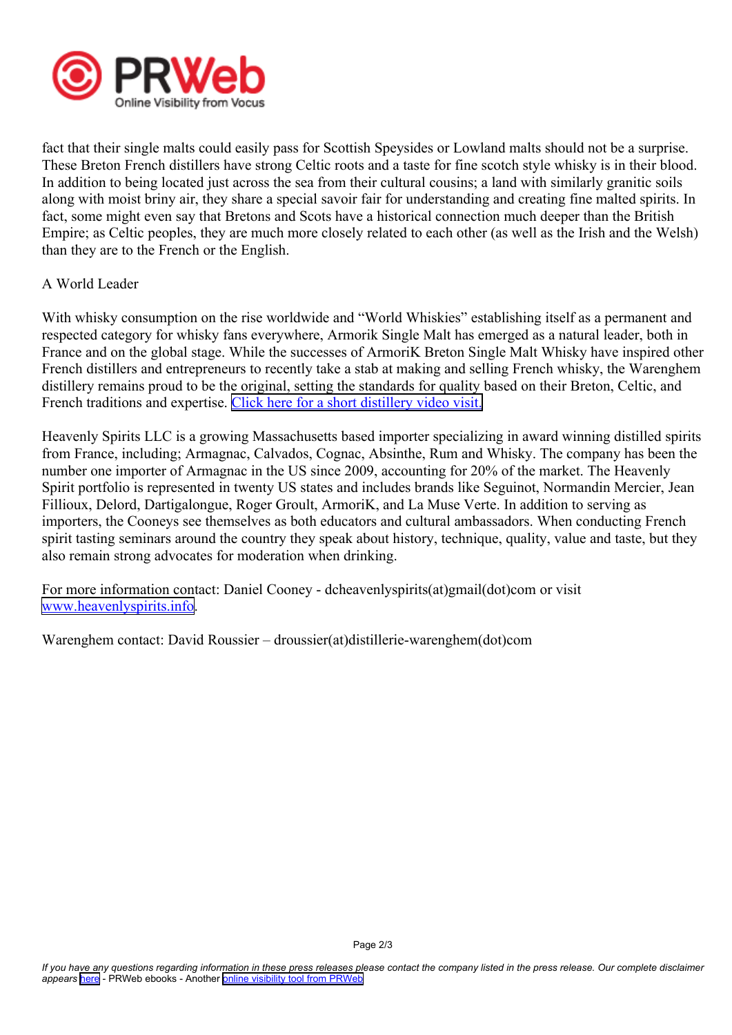fact that their single malts could easily pass for Scottish Speysides or Lowland malts should not be a surprise. These Breton French distillers have strong Celtic roots and a taste for fine scotch style whisky is in their blood. In addition to being located just across the sea from their cultural cousins; a land with similarly granitic soils along with moist briny air, they share a special savoir fair for understanding and creating fine malted spirits. In fact, some might even say that Bretons and Scots have a historical connection much deeper than the British Empire; as Celtic peoples, they are much more closely related to each other (as well as the Irish and the Welsh) than they are to the French or the English.

## A World Leader

With whisky consumption on the rise worldwide and "World Whiskies" establishing itself as a permanent and respected category for whisky fans everywhere, Armorik Single Malt has emerged as a natural leader, both in France and on the global stage. While the successes of ArmoriK Breton Single Malt Whisky have inspired other French distillers and entrepreneurs to recently take a stab at making and selling French whisky, the Warenghem distillery remains proud to be the original, setting the standards for quality based on their Breton, Celtic, and French traditions and expertise. [Click here for a short distillery video visit.]

Heavenly Spirits LLC is a growing Massachusetts based importer specializing in award winning distilled spirits from France, including; Armagnac, Calvados, Cognac, Absinthe, Rum and Whisky. The company has been the number one importer of Armagnac in the US since 2009, accounting for 20% of the market. The Heavenly Spirit portfolio is represented in twenty US states and includes brands like Seguinot, Normandin Mercier, Jean Fillioux, Delord, Dartigalongue, Roger Groult, ArmoriK, and La Muse Verte. In addition to serving as importers, the Cooneys see themselves as both educators and cultural ambassadors. When conducting French spirit tasting seminars around the country they speak about history, technique, quality, value and taste, but they also remain strong advocates for moderation when drinking.

For more information contact: Daniel Cooney - dcheavenlyspirits(at)gmail(dot)com or visit www.heavenlyspirits.info.

Warenghem contact: David Roussier – droussier(at)distillerie-warenghem(dot)com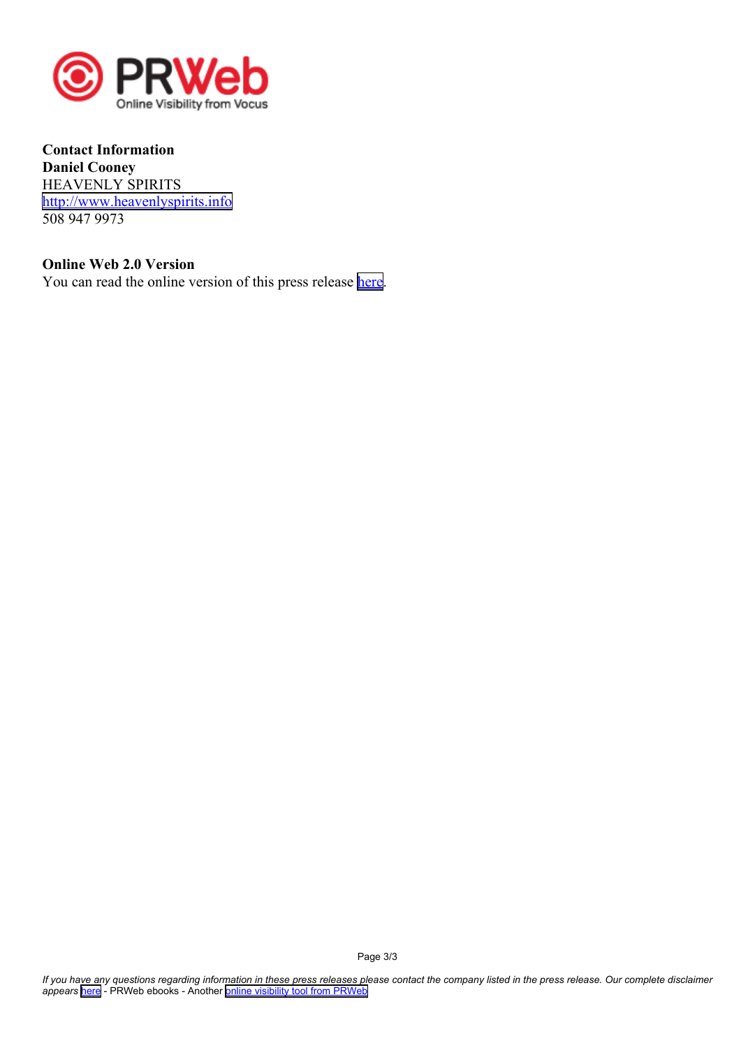**Contact Information**
**Daniel Cooney**
HEAVENLY SPIRITS
http://www.heavenlyspirits.info
508 947 9973

**Online Web 2.0 Version**
You can read the online version of this press release here.

*If you have any questions regarding information in these press releases please contact the company listed in the press release. Our complete disclaimer appears here* - PRWeb ebooks - Another online visibility tool from PRWeb